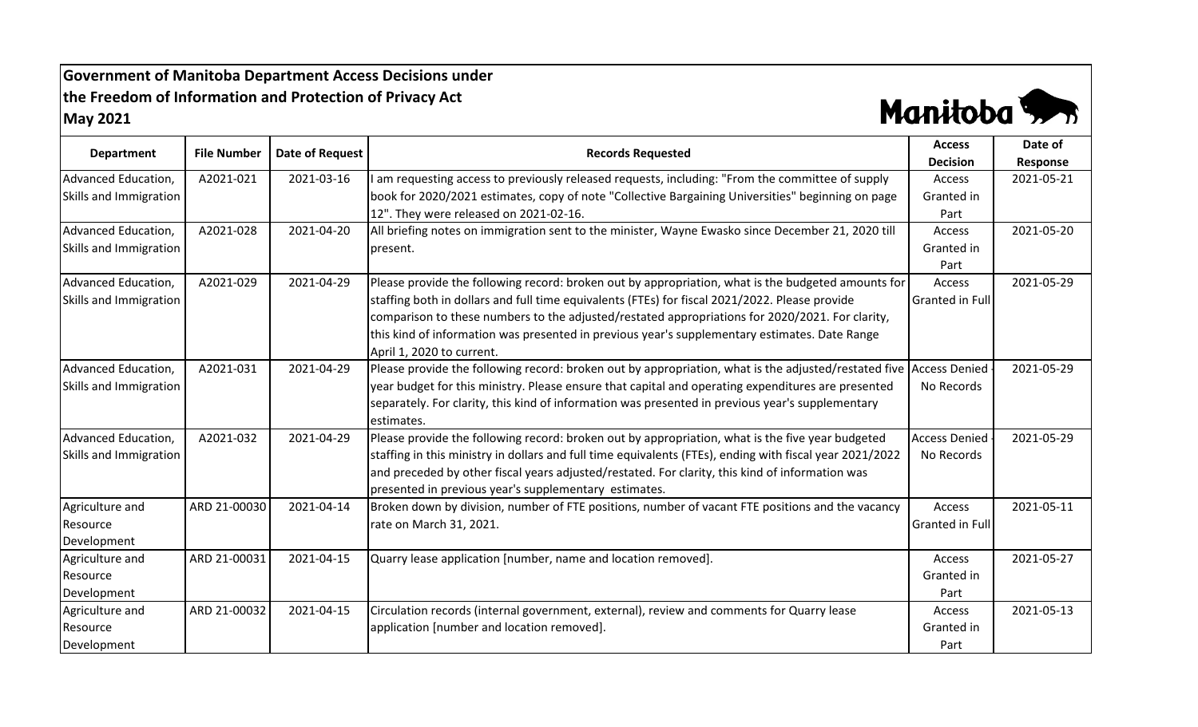**Government of Manitoba Department Access Decisions under the Freedom of Information and Protection of Privacy Act**
**May 2021**

| Department | File Number | Date of Request | Records Requested | Access Decision | Date of Response |
|---|---|---|---|---|---|
| Advanced Education, Skills and Immigration | A2021-021 | 2021-03-16 | I am requesting access to previously released requests, including: "From the committee of supply book for 2020/2021 estimates, copy of note "Collective Bargaining Universities" beginning on page 12". They were released on 2021-02-16. | Access Granted in Part | 2021-05-21 |
| Advanced Education, Skills and Immigration | A2021-028 | 2021-04-20 | All briefing notes on immigration sent to the minister, Wayne Ewasko since December 21, 2020 till present. | Access Granted in Part | 2021-05-20 |
| Advanced Education, Skills and Immigration | A2021-029 | 2021-04-29 | Please provide the following record: broken out by appropriation, what is the budgeted amounts for staffing both in dollars and full time equivalents (FTEs) for fiscal 2021/2022. Please provide comparison to these numbers to the adjusted/restated appropriations for 2020/2021. For clarity, this kind of information was presented in previous year's supplementary estimates. Date Range April 1, 2020 to current. | Access Granted in Full | 2021-05-29 |
| Advanced Education, Skills and Immigration | A2021-031 | 2021-04-29 | Please provide the following record: broken out by appropriation, what is the adjusted/restated five year budget for this ministry. Please ensure that capital and operating expenditures are presented separately. For clarity, this kind of information was presented in previous year's supplementary estimates. | Access Denied - No Records | 2021-05-29 |
| Advanced Education, Skills and Immigration | A2021-032 | 2021-04-29 | Please provide the following record: broken out by appropriation, what is the five year budgeted staffing in this ministry in dollars and full time equivalents (FTEs), ending with fiscal year 2021/2022 and preceded by other fiscal years adjusted/restated. For clarity, this kind of information was presented in previous year's supplementary estimates. | Access Denied - No Records | 2021-05-29 |
| Agriculture and Resource Development | ARD 21-00030 | 2021-04-14 | Broken down by division, number of FTE positions, number of vacant FTE positions and the vacancy rate on March 31, 2021. | Access Granted in Full | 2021-05-11 |
| Agriculture and Resource Development | ARD 21-00031 | 2021-04-15 | Quarry lease application [number, name and location removed]. | Access Granted in Part | 2021-05-27 |
| Agriculture and Resource Development | ARD 21-00032 | 2021-04-15 | Circulation records (internal government, external), review and comments for Quarry lease application [number and location removed]. | Access Granted in Part | 2021-05-13 |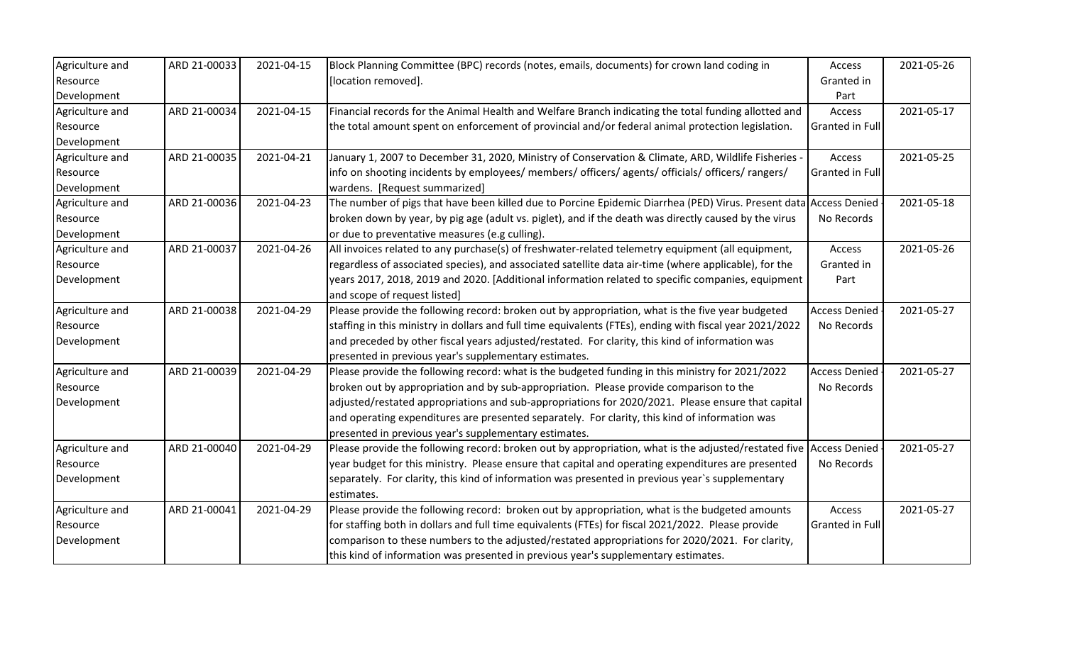| Agriculture and Resource Development | ARD 21-00033 | 2021-04-15 | Block Planning Committee (BPC) records (notes, emails, documents) for crown land coding in [location removed]. | Access Granted in Part | 2021-05-26 |
|---|---|---|---|---|---|
| Agriculture and Resource Development | ARD 21-00034 | 2021-04-15 | Financial records for the Animal Health and Welfare Branch indicating the total funding allotted and the total amount spent on enforcement of provincial and/or federal animal protection legislation. | Access Granted in Full | 2021-05-17 |
| Agriculture and Resource Development | ARD 21-00035 | 2021-04-21 | January 1, 2007 to December 31, 2020, Ministry of Conservation & Climate, ARD, Wildlife Fisheries - info on shooting incidents by employees/ members/ officers/ agents/ officials/ officers/ rangers/ wardens. [Request summarized] | Access Granted in Full | 2021-05-25 |
| Agriculture and Resource Development | ARD 21-00036 | 2021-04-23 | The number of pigs that have been killed due to Porcine Epidemic Diarrhea (PED) Virus. Present data broken down by year, by pig age (adult vs. piglet), and if the death was directly caused by the virus or due to preventative measures (e.g culling). | Access Denied - No Records | 2021-05-18 |
| Agriculture and Resource Development | ARD 21-00037 | 2021-04-26 | All invoices related to any purchase(s) of freshwater-related telemetry equipment (all equipment, regardless of associated species), and associated satellite data air-time (where applicable), for the years 2017, 2018, 2019 and 2020. [Additional information related to specific companies, equipment and scope of request listed] | Access Granted in Part | 2021-05-26 |
| Agriculture and Resource Development | ARD 21-00038 | 2021-04-29 | Please provide the following record: broken out by appropriation, what is the five year budgeted staffing in this ministry in dollars and full time equivalents (FTEs), ending with fiscal year 2021/2022 and preceded by other fiscal years adjusted/restated. For clarity, this kind of information was presented in previous year's supplementary estimates. | Access Denied - No Records | 2021-05-27 |
| Agriculture and Resource Development | ARD 21-00039 | 2021-04-29 | Please provide the following record: what is the budgeted funding in this ministry for 2021/2022 broken out by appropriation and by sub-appropriation. Please provide comparison to the adjusted/restated appropriations and sub-appropriations for 2020/2021. Please ensure that capital and operating expenditures are presented separately. For clarity, this kind of information was presented in previous year's supplementary estimates. | Access Denied - No Records | 2021-05-27 |
| Agriculture and Resource Development | ARD 21-00040 | 2021-04-29 | Please provide the following record: broken out by appropriation, what is the adjusted/restated five year budget for this ministry. Please ensure that capital and operating expenditures are presented separately. For clarity, this kind of information was presented in previous year`s supplementary estimates. | Access Denied - No Records | 2021-05-27 |
| Agriculture and Resource Development | ARD 21-00041 | 2021-04-29 | Please provide the following record: broken out by appropriation, what is the budgeted amounts for staffing both in dollars and full time equivalents (FTEs) for fiscal 2021/2022. Please provide comparison to these numbers to the adjusted/restated appropriations for 2020/2021. For clarity, this kind of information was presented in previous year's supplementary estimates. | Access Granted in Full | 2021-05-27 |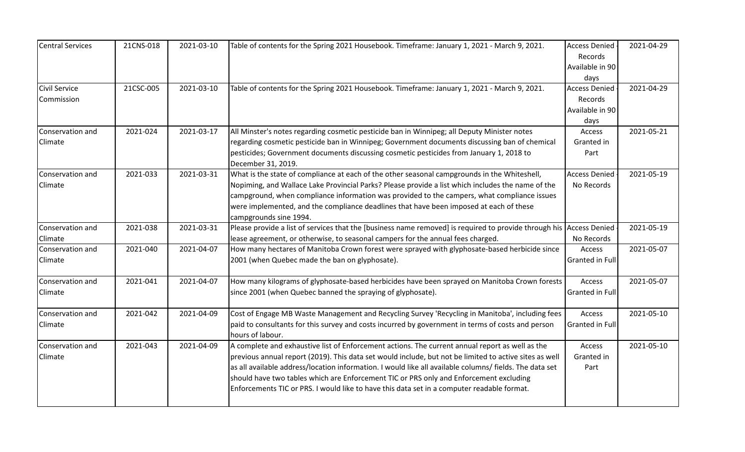| Central Services | 21CNS-018 | 2021-03-10 | Table of contents for the Spring 2021 Housebook. Timeframe: January 1, 2021 - March 9, 2021. | Access Denied - Records Available in 90 days | 2021-04-29 |
|---|---|---|---|---|---|
| Civil Service Commission | 21CSC-005 | 2021-03-10 | Table of contents for the Spring 2021 Housebook. Timeframe: January 1, 2021 - March 9, 2021. | Access Denied - Records Available in 90 days | 2021-04-29 |
| Conservation and Climate | 2021-024 | 2021-03-17 | All Minster's notes regarding cosmetic pesticide ban in Winnipeg; all Deputy Minister notes regarding cosmetic pesticide ban in Winnipeg; Government documents discussing ban of chemical pesticides; Government documents discussing cosmetic pesticides from January 1, 2018 to December 31, 2019. | Access Granted in Part | 2021-05-21 |
| Conservation and Climate | 2021-033 | 2021-03-31 | What is the state of compliance at each of the other seasonal campgrounds in the Whiteshell, Nopiming, and Wallace Lake Provincial Parks? Please provide a list which includes the name of the campground, when compliance information was provided to the campers, what compliance issues were implemented, and the compliance deadlines that have been imposed at each of these campgrounds sine 1994. | Access Denied - No Records | 2021-05-19 |
| Conservation and Climate | 2021-038 | 2021-03-31 | Please provide a list of services that the [business name removed] is required to provide through his lease agreement, or otherwise, to seasonal campers for the annual fees charged. | Access Denied - No Records | 2021-05-19 |
| Conservation and Climate | 2021-040 | 2021-04-07 | How many hectares of Manitoba Crown forest were sprayed with glyphosate-based herbicide since 2001 (when Quebec made the ban on glyphosate). | Access Granted in Full | 2021-05-07 |
| Conservation and Climate | 2021-041 | 2021-04-07 | How many kilograms of glyphosate-based herbicides have been sprayed on Manitoba Crown forests since 2001 (when Quebec banned the spraying of glyphosate). | Access Granted in Full | 2021-05-07 |
| Conservation and Climate | 2021-042 | 2021-04-09 | Cost of Engage MB Waste Management and Recycling Survey 'Recycling in Manitoba', including fees paid to consultants for this survey and costs incurred by government in terms of costs and person hours of labour. | Access Granted in Full | 2021-05-10 |
| Conservation and Climate | 2021-043 | 2021-04-09 | A complete and exhaustive list of Enforcement actions. The current annual report as well as the previous annual report (2019). This data set would include, but not be limited to active sites as well as all available address/location information. I would like all available columns/ fields. The data set should have two tables which are Enforcement TIC or PRS only and Enforcement excluding Enforcements TIC or PRS. I would like to have this data set in a computer readable format. | Access Granted in Part | 2021-05-10 |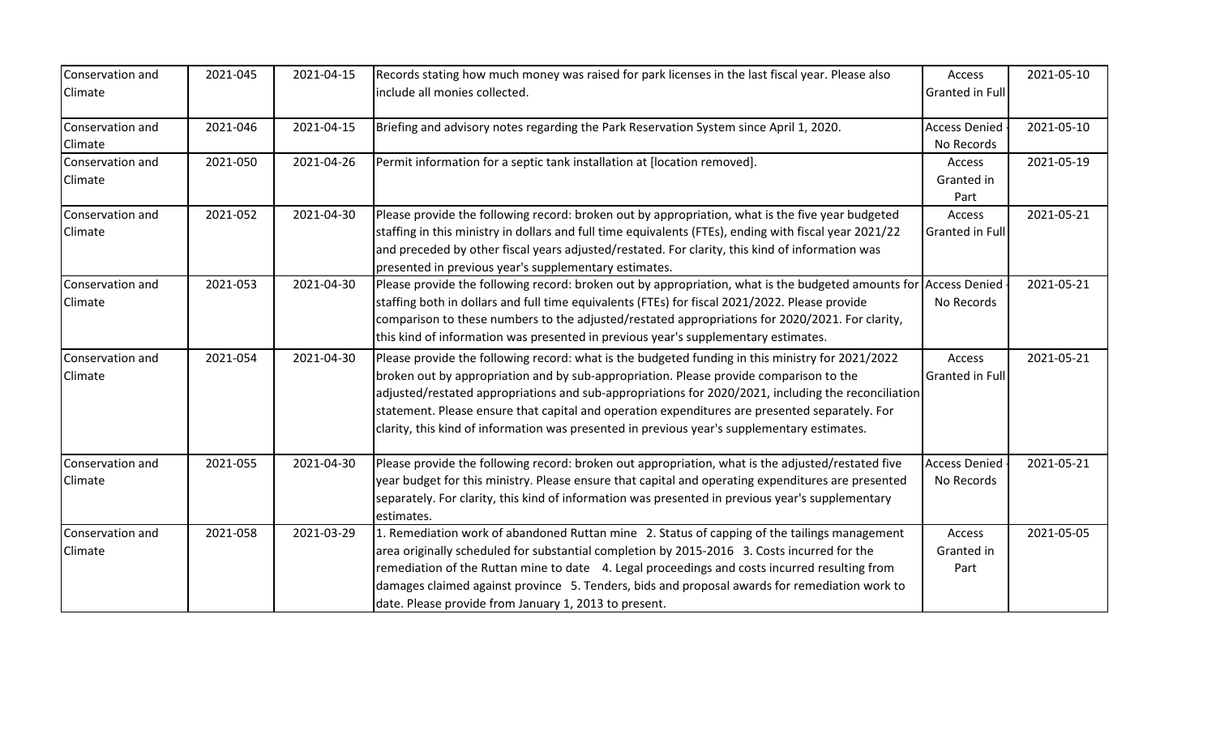| Conservation and Climate | 2021-045 | 2021-04-15 | Records stating how much money was raised for park licenses in the last fiscal year. Please also include all monies collected. | Access Granted in Full | 2021-05-10 |
|---|---|---|---|---|---|
| Conservation and Climate | 2021-046 | 2021-04-15 | Briefing and advisory notes regarding the Park Reservation System since April 1, 2020. | Access Denied - No Records | 2021-05-10 |
| Conservation and Climate | 2021-050 | 2021-04-26 | Permit information for a septic tank installation at [location removed]. | Access Granted in Part | 2021-05-19 |
| Conservation and Climate | 2021-052 | 2021-04-30 | Please provide the following record: broken out by appropriation, what is the five year budgeted staffing in this ministry in dollars and full time equivalents (FTEs), ending with fiscal year 2021/22 and preceded by other fiscal years adjusted/restated. For clarity, this kind of information was presented in previous year's supplementary estimates. | Access Granted in Full | 2021-05-21 |
| Conservation and Climate | 2021-053 | 2021-04-30 | Please provide the following record: broken out by appropriation, what is the budgeted amounts for staffing both in dollars and full time equivalents (FTEs) for fiscal 2021/2022. Please provide comparison to these numbers to the adjusted/restated appropriations for 2020/2021. For clarity, this kind of information was presented in previous year's supplementary estimates. | Access Denied - No Records | 2021-05-21 |
| Conservation and Climate | 2021-054 | 2021-04-30 | Please provide the following record: what is the budgeted funding in this ministry for 2021/2022 broken out by appropriation and by sub-appropriation. Please provide comparison to the adjusted/restated appropriations and sub-appropriations for 2020/2021, including the reconciliation statement. Please ensure that capital and operation expenditures are presented separately. For clarity, this kind of information was presented in previous year's supplementary estimates. | Access Granted in Full | 2021-05-21 |
| Conservation and Climate | 2021-055 | 2021-04-30 | Please provide the following record: broken out appropriation, what is the adjusted/restated five year budget for this ministry. Please ensure that capital and operating expenditures are presented separately. For clarity, this kind of information was presented in previous year's supplementary estimates. | Access Denied - No Records | 2021-05-21 |
| Conservation and Climate | 2021-058 | 2021-03-29 | 1. Remediation work of abandoned Ruttan mine 2. Status of capping of the tailings management area originally scheduled for substantial completion by 2015-2016 3. Costs incurred for the remediation of the Ruttan mine to date 4. Legal proceedings and costs incurred resulting from damages claimed against province 5. Tenders, bids and proposal awards for remediation work to date. Please provide from January 1, 2013 to present. | Access Granted in Part | 2021-05-05 |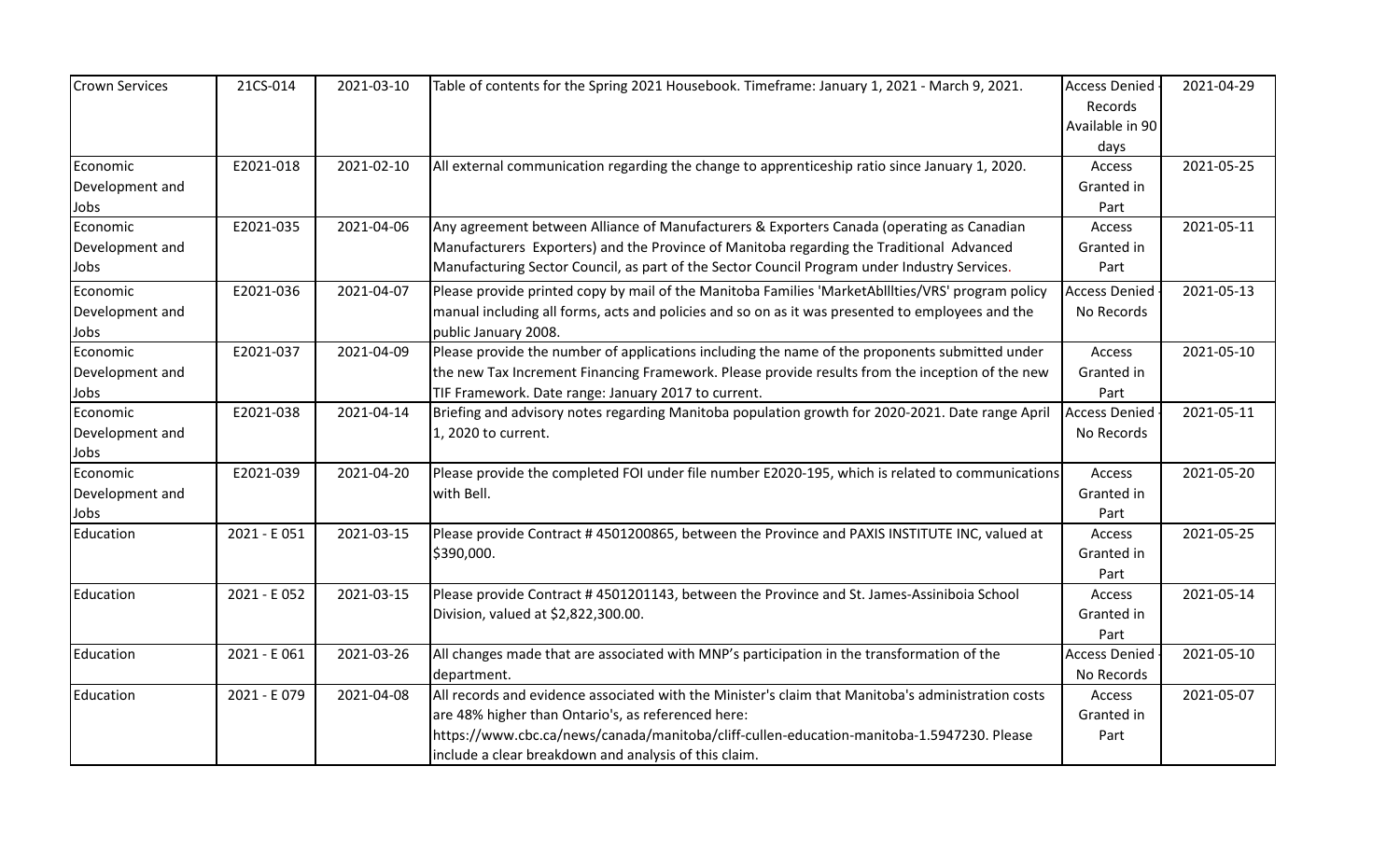| Crown Services | 21CS-014 | 2021-03-10 | Table of contents for the Spring 2021 Housebook. Timeframe: January 1, 2021 - March 9, 2021. | Access Denied - Records Available in 90 days | 2021-04-29 |
|---|---|---|---|---|---|
| Economic Development and Jobs | E2021-018 | 2021-02-10 | All external communication regarding the change to apprenticeship ratio since January 1, 2020. | Access Granted in Part | 2021-05-25 |
| Economic Development and Jobs | E2021-035 | 2021-04-06 | Any agreement between Alliance of Manufacturers & Exporters Canada (operating as Canadian Manufacturers Exporters) and the Province of Manitoba regarding the Traditional Advanced Manufacturing Sector Council, as part of the Sector Council Program under Industry Services. | Access Granted in Part | 2021-05-11 |
| Economic Development and Jobs | E2021-036 | 2021-04-07 | Please provide printed copy by mail of the Manitoba Families 'MarketAblllties/VRS' program policy manual including all forms, acts and policies and so on as it was presented to employees and the public January 2008. | Access Denied - No Records | 2021-05-13 |
| Economic Development and Jobs | E2021-037 | 2021-04-09 | Please provide the number of applications including the name of the proponents submitted under the new Tax Increment Financing Framework. Please provide results from the inception of the new TIF Framework. Date range: January 2017 to current. | Access Granted in Part | 2021-05-10 |
| Economic Development and Jobs | E2021-038 | 2021-04-14 | Briefing and advisory notes regarding Manitoba population growth for 2020-2021. Date range April 1, 2020 to current. | Access Denied - No Records | 2021-05-11 |
| Economic Development and Jobs | E2021-039 | 2021-04-20 | Please provide the completed FOI under file number E2020-195, which is related to communications with Bell. | Access Granted in Part | 2021-05-20 |
| Education | 2021 - E 051 | 2021-03-15 | Please provide Contract # 4501200865, between the Province and PAXIS INSTITUTE INC, valued at $390,000. | Access Granted in Part | 2021-05-25 |
| Education | 2021 - E 052 | 2021-03-15 | Please provide Contract # 4501201143, between the Province and St. James-Assiniboia School Division, valued at $2,822,300.00. | Access Granted in Part | 2021-05-14 |
| Education | 2021 - E 061 | 2021-03-26 | All changes made that are associated with MNP's participation in the transformation of the department. | Access Denied - No Records | 2021-05-10 |
| Education | 2021 - E 079 | 2021-04-08 | All records and evidence associated with the Minister's claim that Manitoba's administration costs are 48% higher than Ontario's, as referenced here: https://www.cbc.ca/news/canada/manitoba/cliff-cullen-education-manitoba-1.5947230. Please include a clear breakdown and analysis of this claim. | Access Granted in Part | 2021-05-07 |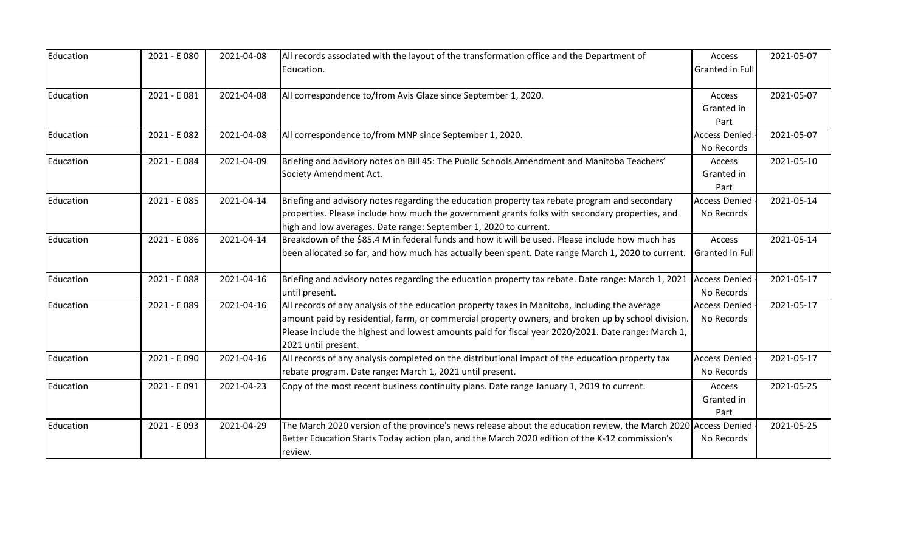| Education | 2021 - E 080 | 2021-04-08 | All records associated with the layout of the transformation office and the Department of Education. | Access Granted in Full | 2021-05-07 |
|---|---|---|---|---|---|
| Education | 2021 - E 081 | 2021-04-08 | All correspondence to/from Avis Glaze since September 1, 2020. | Access Granted in Part | 2021-05-07 |
| Education | 2021 - E 082 | 2021-04-08 | All correspondence to/from MNP since September 1, 2020. | Access Denied - No Records | 2021-05-07 |
| Education | 2021 - E 084 | 2021-04-09 | Briefing and advisory notes on Bill 45: The Public Schools Amendment and Manitoba Teachers' Society Amendment Act. | Access Granted in Part | 2021-05-10 |
| Education | 2021 - E 085 | 2021-04-14 | Briefing and advisory notes regarding the education property tax rebate program and secondary properties. Please include how much the government grants folks with secondary properties, and high and low averages. Date range: September 1, 2020 to current. | Access Denied - No Records | 2021-05-14 |
| Education | 2021 - E 086 | 2021-04-14 | Breakdown of the $85.4 M in federal funds and how it will be used. Please include how much has been allocated so far, and how much has actually been spent. Date range March 1, 2020 to current. | Access Granted in Full | 2021-05-14 |
| Education | 2021 - E 088 | 2021-04-16 | Briefing and advisory notes regarding the education property tax rebate. Date range: March 1, 2021 until present. | Access Denied - No Records | 2021-05-17 |
| Education | 2021 - E 089 | 2021-04-16 | All records of any analysis of the education property taxes in Manitoba, including the average amount paid by residential, farm, or commercial property owners, and broken up by school division. Please include the highest and lowest amounts paid for fiscal year 2020/2021. Date range: March 1, 2021 until present. | Access Denied - No Records | 2021-05-17 |
| Education | 2021 - E 090 | 2021-04-16 | All records of any analysis completed on the distributional impact of the education property tax rebate program. Date range: March 1, 2021 until present. | Access Denied - No Records | 2021-05-17 |
| Education | 2021 - E 091 | 2021-04-23 | Copy of the most recent business continuity plans. Date range January 1, 2019 to current. | Access Granted in Part | 2021-05-25 |
| Education | 2021 - E 093 | 2021-04-29 | The March 2020 version of the province's news release about the education review, the March 2020 Better Education Starts Today action plan, and the March 2020 edition of the K-12 commission's review. | Access Denied - No Records | 2021-05-25 |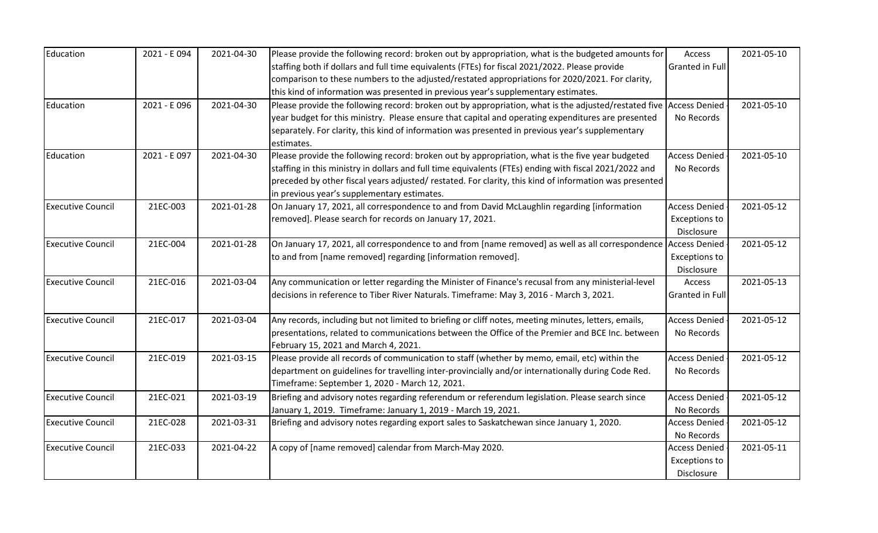| Education | 2021 - E 094 | 2021-04-30 | Please provide the following record: broken out by appropriation, what is the budgeted amounts for staffing both if dollars and full time equivalents (FTEs) for fiscal 2021/2022. Please provide comparison to these numbers to the adjusted/restated appropriations for 2020/2021. For clarity, this kind of information was presented in previous year's supplementary estimates. | Access Granted in Full | 2021-05-10 |
|---|---|---|---|---|---|
| Education | 2021 - E 096 | 2021-04-30 | Please provide the following record: broken out by appropriation, what is the adjusted/restated five year budget for this ministry. Please ensure that capital and operating expenditures are presented separately. For clarity, this kind of information was presented in previous year's supplementary estimates. | Access Denied - No Records | 2021-05-10 |
| Education | 2021 - E 097 | 2021-04-30 | Please provide the following record: broken out by appropriation, what is the five year budgeted staffing in this ministry in dollars and full time equivalents (FTEs) ending with fiscal 2021/2022 and preceded by other fiscal years adjusted/ restated. For clarity, this kind of information was presented in previous year's supplementary estimates. | Access Denied - No Records | 2021-05-10 |
| Executive Council | 21EC-003 | 2021-01-28 | On January 17, 2021, all correspondence to and from David McLaughlin regarding [information removed]. Please search for records on January 17, 2021. | Access Denied - Exceptions to Disclosure | 2021-05-12 |
| Executive Council | 21EC-004 | 2021-01-28 | On January 17, 2021, all correspondence to and from [name removed] as well as all correspondence to and from [name removed] regarding [information removed]. | Access Denied - Exceptions to Disclosure | 2021-05-12 |
| Executive Council | 21EC-016 | 2021-03-04 | Any communication or letter regarding the Minister of Finance's recusal from any ministerial-level decisions in reference to Tiber River Naturals. Timeframe: May 3, 2016 - March 3, 2021. | Access Granted in Full | 2021-05-13 |
| Executive Council | 21EC-017 | 2021-03-04 | Any records, including but not limited to briefing or cliff notes, meeting minutes, letters, emails, presentations, related to communications between the Office of the Premier and BCE Inc. between February 15, 2021 and March 4, 2021. | Access Denied - No Records | 2021-05-12 |
| Executive Council | 21EC-019 | 2021-03-15 | Please provide all records of communication to staff (whether by memo, email, etc) within the department on guidelines for travelling inter-provincially and/or internationally during Code Red. Timeframe: September 1, 2020 - March 12, 2021. | Access Denied - No Records | 2021-05-12 |
| Executive Council | 21EC-021 | 2021-03-19 | Briefing and advisory notes regarding referendum or referendum legislation. Please search since January 1, 2019. Timeframe: January 1, 2019 - March 19, 2021. | Access Denied - No Records | 2021-05-12 |
| Executive Council | 21EC-028 | 2021-03-31 | Briefing and advisory notes regarding export sales to Saskatchewan since January 1, 2020. | Access Denied - No Records | 2021-05-12 |
| Executive Council | 21EC-033 | 2021-04-22 | A copy of [name removed] calendar from March-May 2020. | Access Denied - Exceptions to Disclosure | 2021-05-11 |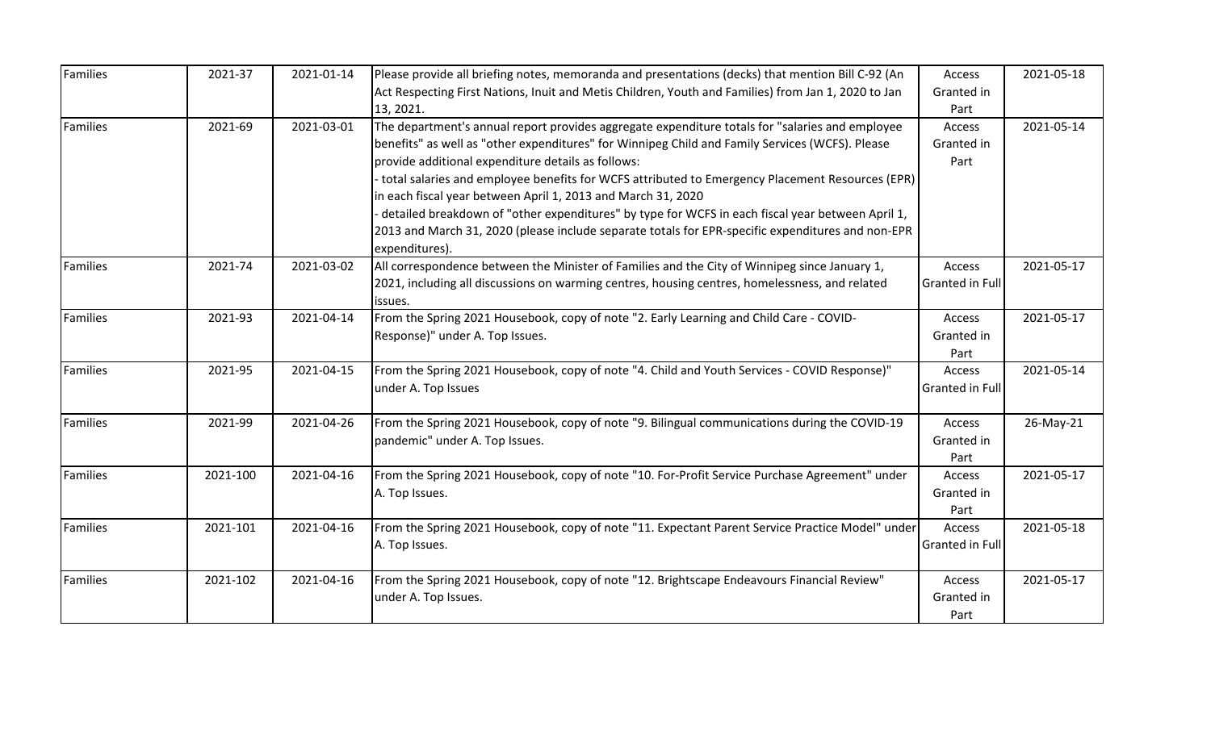| Families | 2021-37 | 2021-01-14 | Please provide all briefing notes, memoranda and presentations (decks) that mention Bill C-92 (An Act Respecting First Nations, Inuit and Metis Children, Youth and Families) from Jan 1, 2020 to Jan 13, 2021. | Access Granted in Part | 2021-05-18 |
|---|---|---|---|---|---|
| Families | 2021-69 | 2021-03-01 | The department's annual report provides aggregate expenditure totals for "salaries and employee benefits" as well as "other expenditures" for Winnipeg Child and Family Services (WCFS). Please provide additional expenditure details as follows:<br>- total salaries and employee benefits for WCFS attributed to Emergency Placement Resources (EPR) in each fiscal year between April 1, 2013 and March 31, 2020<br>- detailed breakdown of "other expenditures" by type for WCFS in each fiscal year between April 1, 2013 and March 31, 2020 (please include separate totals for EPR-specific expenditures and non-EPR expenditures). | Access Granted in Part | 2021-05-14 |
| Families | 2021-74 | 2021-03-02 | All correspondence between the Minister of Families and the City of Winnipeg since January 1, 2021, including all discussions on warming centres, housing centres, homelessness, and related issues. | Access Granted in Full | 2021-05-17 |
| Families | 2021-93 | 2021-04-14 | From the Spring 2021 Housebook, copy of note "2. Early Learning and Child Care - COVID-Response)" under A. Top Issues. | Access Granted in Part | 2021-05-17 |
| Families | 2021-95 | 2021-04-15 | From the Spring 2021 Housebook, copy of note "4. Child and Youth Services - COVID Response)" under A. Top Issues | Access Granted in Full | 2021-05-14 |
| Families | 2021-99 | 2021-04-26 | From the Spring 2021 Housebook, copy of note "9. Bilingual communications during the COVID-19 pandemic" under A. Top Issues. | Access Granted in Part | 26-May-21 |
| Families | 2021-100 | 2021-04-16 | From the Spring 2021 Housebook, copy of note "10. For-Profit Service Purchase Agreement" under A. Top Issues. | Access Granted in Part | 2021-05-17 |
| Families | 2021-101 | 2021-04-16 | From the Spring 2021 Housebook, copy of note "11. Expectant Parent Service Practice Model" under A. Top Issues. | Access Granted in Full | 2021-05-18 |
| Families | 2021-102 | 2021-04-16 | From the Spring 2021 Housebook, copy of note "12. Brightscape Endeavours Financial Review" under A. Top Issues. | Access Granted in Part | 2021-05-17 |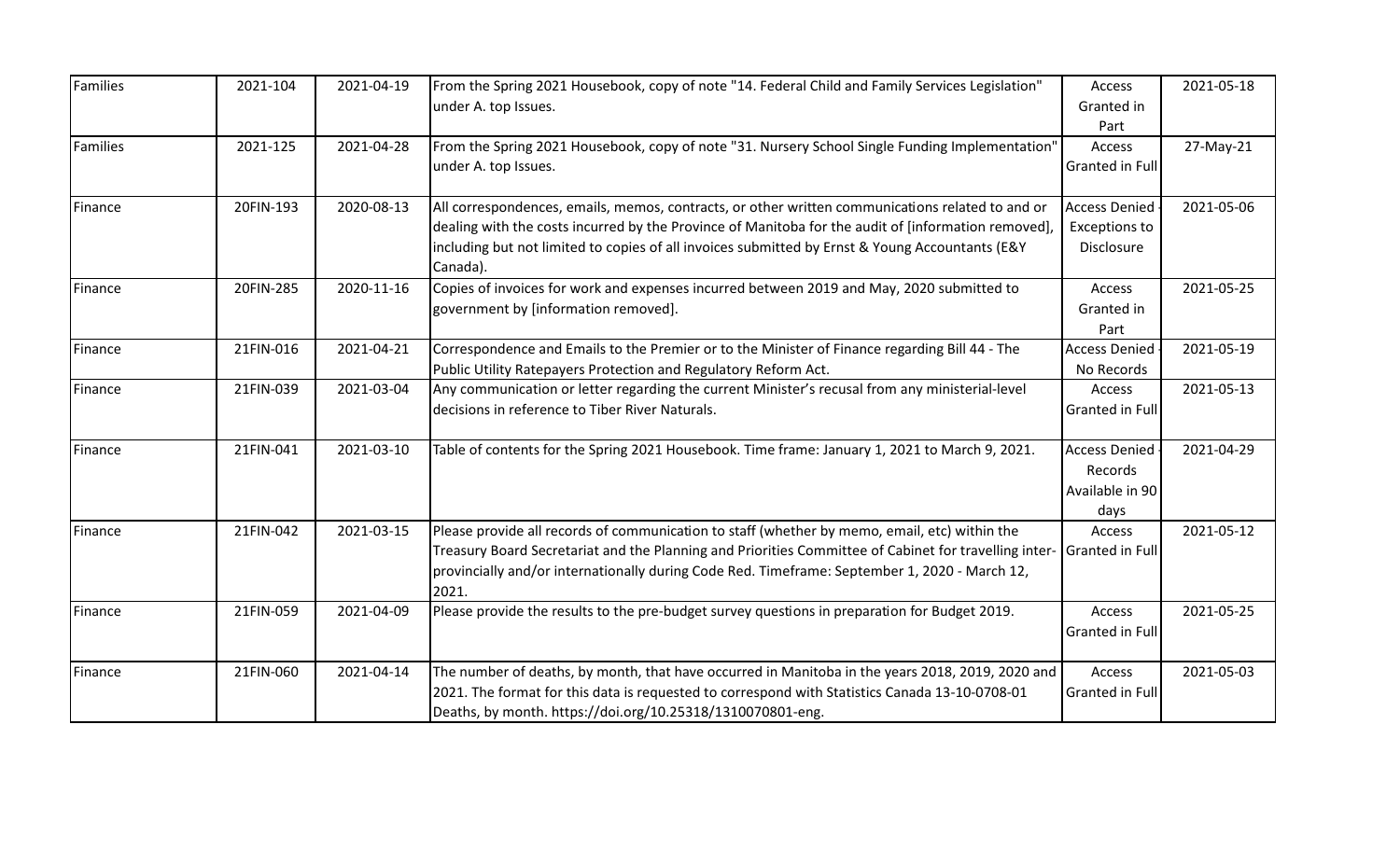| Families | 2021-104 | 2021-04-19 | From the Spring 2021 Housebook, copy of note "14. Federal Child and Family Services Legislation" under A. top Issues. | Access Granted in Part | 2021-05-18 |
|---|---|---|---|---|---|
| Families | 2021-125 | 2021-04-28 | From the Spring 2021 Housebook, copy of note "31. Nursery School Single Funding Implementation" under A. top Issues. | Access Granted in Full | 27-May-21 |
| Finance | 20FIN-193 | 2020-08-13 | All correspondences, emails, memos, contracts, or other written communications related to and or dealing with the costs incurred by the Province of Manitoba for the audit of [information removed], including but not limited to copies of all invoices submitted by Ernst & Young Accountants (E&Y Canada). | Access Denied - Exceptions to Disclosure | 2021-05-06 |
| Finance | 20FIN-285 | 2020-11-16 | Copies of invoices for work and expenses incurred between 2019 and May, 2020 submitted to government by [information removed]. | Access Granted in Part | 2021-05-25 |
| Finance | 21FIN-016 | 2021-04-21 | Correspondence and Emails to the Premier or to the Minister of Finance regarding Bill 44 - The Public Utility Ratepayers Protection and Regulatory Reform Act. | Access Denied - No Records | 2021-05-19 |
| Finance | 21FIN-039 | 2021-03-04 | Any communication or letter regarding the current Minister's recusal from any ministerial-level decisions in reference to Tiber River Naturals. | Access Granted in Full | 2021-05-13 |
| Finance | 21FIN-041 | 2021-03-10 | Table of contents for the Spring 2021 Housebook. Time frame: January 1, 2021 to March 9, 2021. | Access Denied - Records Available in 90 days | 2021-04-29 |
| Finance | 21FIN-042 | 2021-03-15 | Please provide all records of communication to staff (whether by memo, email, etc) within the Treasury Board Secretariat and the Planning and Priorities Committee of Cabinet for travelling inter-provincially and/or internationally during Code Red. Timeframe: September 1, 2020 - March 12, 2021. | Access Granted in Full | 2021-05-12 |
| Finance | 21FIN-059 | 2021-04-09 | Please provide the results to the pre-budget survey questions in preparation for Budget 2019. | Access Granted in Full | 2021-05-25 |
| Finance | 21FIN-060 | 2021-04-14 | The number of deaths, by month, that have occurred in Manitoba in the years 2018, 2019, 2020 and 2021. The format for this data is requested to correspond with Statistics Canada 13-10-0708-01 Deaths, by month. https://doi.org/10.25318/1310070801-eng. | Access Granted in Full | 2021-05-03 |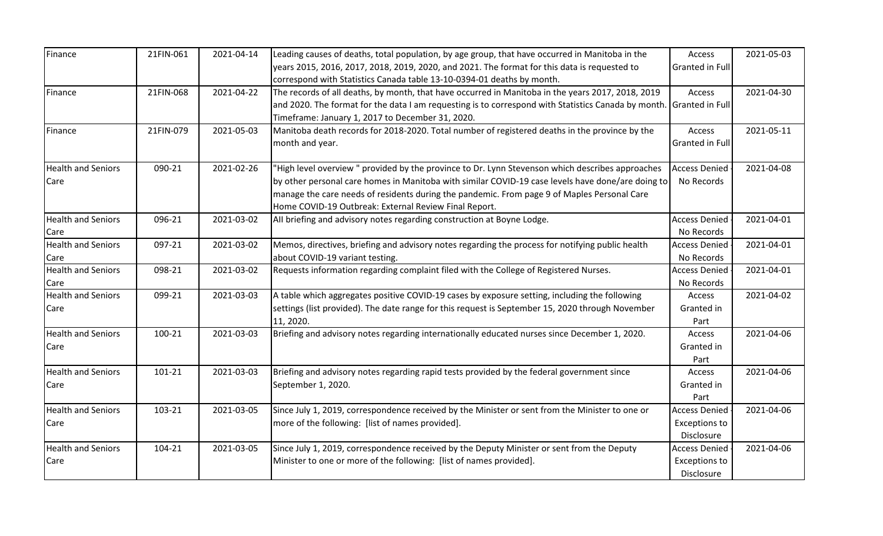| | | | | | |
|---|---|---|---|---|---|
| Finance | 21FIN-061 | 2021-04-14 | Leading causes of deaths, total population, by age group, that have occurred in Manitoba in the years 2015, 2016, 2017, 2018, 2019, 2020, and 2021. The format for this data is requested to correspond with Statistics Canada table 13-10-0394-01 deaths by month. | Access Granted in Full | 2021-05-03 |
| Finance | 21FIN-068 | 2021-04-22 | The records of all deaths, by month, that have occurred in Manitoba in the years 2017, 2018, 2019 and 2020. The format for the data I am requesting is to correspond with Statistics Canada by month. Timeframe: January 1, 2017 to December 31, 2020. | Access Granted in Full | 2021-04-30 |
| Finance | 21FIN-079 | 2021-05-03 | Manitoba death records for 2018-2020. Total number of registered deaths in the province by the month and year. | Access Granted in Full | 2021-05-11 |
| Health and Seniors Care | 090-21 | 2021-02-26 | "High level overview " provided by the province to Dr. Lynn Stevenson which describes approaches by other personal care homes in Manitoba with similar COVID-19 case levels have done/are doing to manage the care needs of residents during the pandemic. From page 9 of Maples Personal Care Home COVID-19 Outbreak: External Review Final Report. | Access Denied - No Records | 2021-04-08 |
| Health and Seniors Care | 096-21 | 2021-03-02 | All briefing and advisory notes regarding construction at Boyne Lodge. | Access Denied - No Records | 2021-04-01 |
| Health and Seniors Care | 097-21 | 2021-03-02 | Memos, directives, briefing and advisory notes regarding the process for notifying public health about COVID-19 variant testing. | Access Denied - No Records | 2021-04-01 |
| Health and Seniors Care | 098-21 | 2021-03-02 | Requests information regarding complaint filed with the College of Registered Nurses. | Access Denied - No Records | 2021-04-01 |
| Health and Seniors Care | 099-21 | 2021-03-03 | A table which aggregates positive COVID-19 cases by exposure setting, including the following settings (list provided). The date range for this request is September 15, 2020 through November 11, 2020. | Access Granted in Part | 2021-04-02 |
| Health and Seniors Care | 100-21 | 2021-03-03 | Briefing and advisory notes regarding internationally educated nurses since December 1, 2020. | Access Granted in Part | 2021-04-06 |
| Health and Seniors Care | 101-21 | 2021-03-03 | Briefing and advisory notes regarding rapid tests provided by the federal government since September 1, 2020. | Access Granted in Part | 2021-04-06 |
| Health and Seniors Care | 103-21 | 2021-03-05 | Since July 1, 2019, correspondence received by the Minister or sent from the Minister to one or more of the following: [list of names provided]. | Access Denied - Exceptions to Disclosure | 2021-04-06 |
| Health and Seniors Care | 104-21 | 2021-03-05 | Since July 1, 2019, correspondence received by the Deputy Minister or sent from the Deputy Minister to one or more of the following: [list of names provided]. | Access Denied - Exceptions to Disclosure | 2021-04-06 |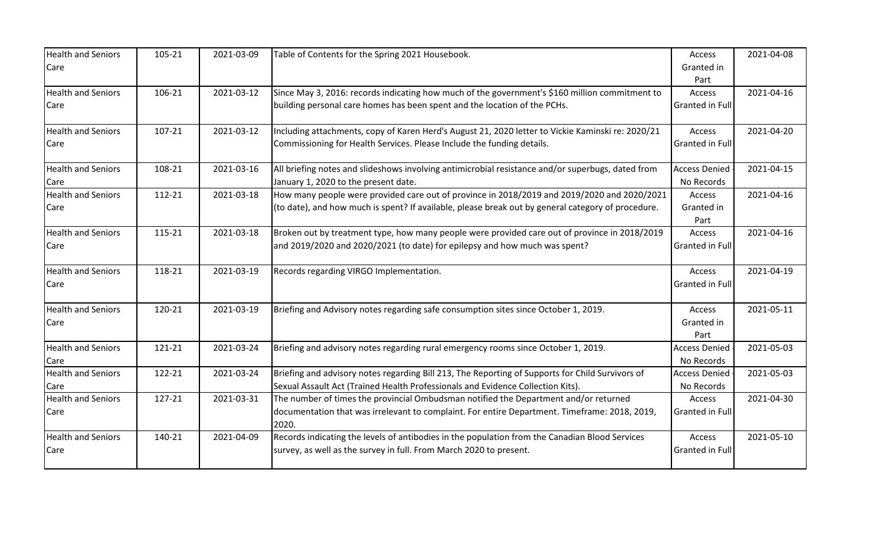| Health and Seniors Care | 105-21 | 2021-03-09 | Table of Contents for the Spring 2021 Housebook. | Access Granted in Part | 2021-04-08 |
|---|---|---|---|---|---|
| Health and Seniors Care | 106-21 | 2021-03-12 | Since May 3, 2016: records indicating how much of the government's $160 million commitment to building personal care homes has been spent and the location of the PCHs. | Access Granted in Full | 2021-04-16 |
| Health and Seniors Care | 107-21 | 2021-03-12 | Including attachments, copy of Karen Herd's August 21, 2020 letter to Vickie Kaminski re: 2020/21 Commissioning for Health Services. Please Include the funding details. | Access Granted in Full | 2021-04-20 |
| Health and Seniors Care | 108-21 | 2021-03-16 | All briefing notes and slideshows involving antimicrobial resistance and/or superbugs, dated from January 1, 2020 to the present date. | Access Denied - No Records | 2021-04-15 |
| Health and Seniors Care | 112-21 | 2021-03-18 | How many people were provided care out of province in 2018/2019 and 2019/2020 and 2020/2021 (to date), and how much is spent? If available, please break out by general category of procedure. | Access Granted in Part | 2021-04-16 |
| Health and Seniors Care | 115-21 | 2021-03-18 | Broken out by treatment type, how many people were provided care out of province in 2018/2019 and 2019/2020 and 2020/2021 (to date) for epilepsy and how much was spent? | Access Granted in Full | 2021-04-16 |
| Health and Seniors Care | 118-21 | 2021-03-19 | Records regarding VIRGO Implementation. | Access Granted in Full | 2021-04-19 |
| Health and Seniors Care | 120-21 | 2021-03-19 | Briefing and Advisory notes regarding safe consumption sites since October 1, 2019. | Access Granted in Part | 2021-05-11 |
| Health and Seniors Care | 121-21 | 2021-03-24 | Briefing and advisory notes regarding rural emergency rooms since October 1, 2019. | Access Denied - No Records | 2021-05-03 |
| Health and Seniors Care | 122-21 | 2021-03-24 | Briefing and advisory notes regarding Bill 213, The Reporting of Supports for Child Survivors of Sexual Assault Act (Trained Health Professionals and Evidence Collection Kits). | Access Denied - No Records | 2021-05-03 |
| Health and Seniors Care | 127-21 | 2021-03-31 | The number of times the provincial Ombudsman notified the Department and/or returned documentation that was irrelevant to complaint. For entire Department. Timeframe: 2018, 2019, 2020. | Access Granted in Full | 2021-04-30 |
| Health and Seniors Care | 140-21 | 2021-04-09 | Records indicating the levels of antibodies in the population from the Canadian Blood Services survey, as well as the survey in full. From March 2020 to present. | Access Granted in Full | 2021-05-10 |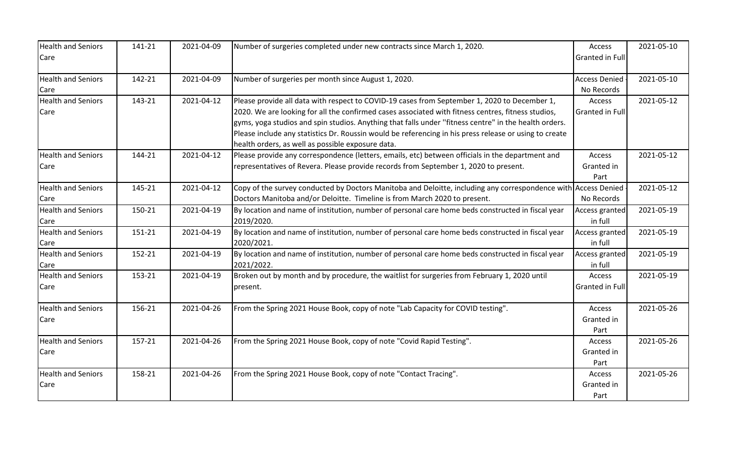| Health and Seniors Care | 141-21 | 2021-04-09 | Number of surgeries completed under new contracts since March 1, 2020. | Access Granted in Full | 2021-05-10 |
|---|---|---|---|---|---|
| Health and Seniors Care | 142-21 | 2021-04-09 | Number of surgeries per month since August 1, 2020. | Access Denied - No Records | 2021-05-10 |
| Health and Seniors Care | 143-21 | 2021-04-12 | Please provide all data with respect to COVID-19 cases from September 1, 2020 to December 1, 2020. We are looking for all the confirmed cases associated with fitness centres, fitness studios, gyms, yoga studios and spin studios. Anything that falls under "fitness centre" in the health orders. Please include any statistics Dr. Roussin would be referencing in his press release or using to create health orders, as well as possible exposure data. | Access Granted in Full | 2021-05-12 |
| Health and Seniors Care | 144-21 | 2021-04-12 | Please provide any correspondence (letters, emails, etc) between officials in the department and representatives of Revera. Please provide records from September 1, 2020 to present. | Access Granted in Part | 2021-05-12 |
| Health and Seniors Care | 145-21 | 2021-04-12 | Copy of the survey conducted by Doctors Manitoba and Deloitte, including any correspondence with Doctors Manitoba and/or Deloitte. Timeline is from March 2020 to present. | Access Denied - No Records | 2021-05-12 |
| Health and Seniors Care | 150-21 | 2021-04-19 | By location and name of institution, number of personal care home beds constructed in fiscal year 2019/2020. | Access granted in full | 2021-05-19 |
| Health and Seniors Care | 151-21 | 2021-04-19 | By location and name of institution, number of personal care home beds constructed in fiscal year 2020/2021. | Access granted in full | 2021-05-19 |
| Health and Seniors Care | 152-21 | 2021-04-19 | By location and name of institution, number of personal care home beds constructed in fiscal year 2021/2022. | Access granted in full | 2021-05-19 |
| Health and Seniors Care | 153-21 | 2021-04-19 | Broken out by month and by procedure, the waitlist for surgeries from February 1, 2020 until present. | Access Granted in Full | 2021-05-19 |
| Health and Seniors Care | 156-21 | 2021-04-26 | From the Spring 2021 House Book, copy of note "Lab Capacity for COVID testing". | Access Granted in Part | 2021-05-26 |
| Health and Seniors Care | 157-21 | 2021-04-26 | From the Spring 2021 House Book, copy of note "Covid Rapid Testing". | Access Granted in Part | 2021-05-26 |
| Health and Seniors Care | 158-21 | 2021-04-26 | From the Spring 2021 House Book, copy of note "Contact Tracing". | Access Granted in Part | 2021-05-26 |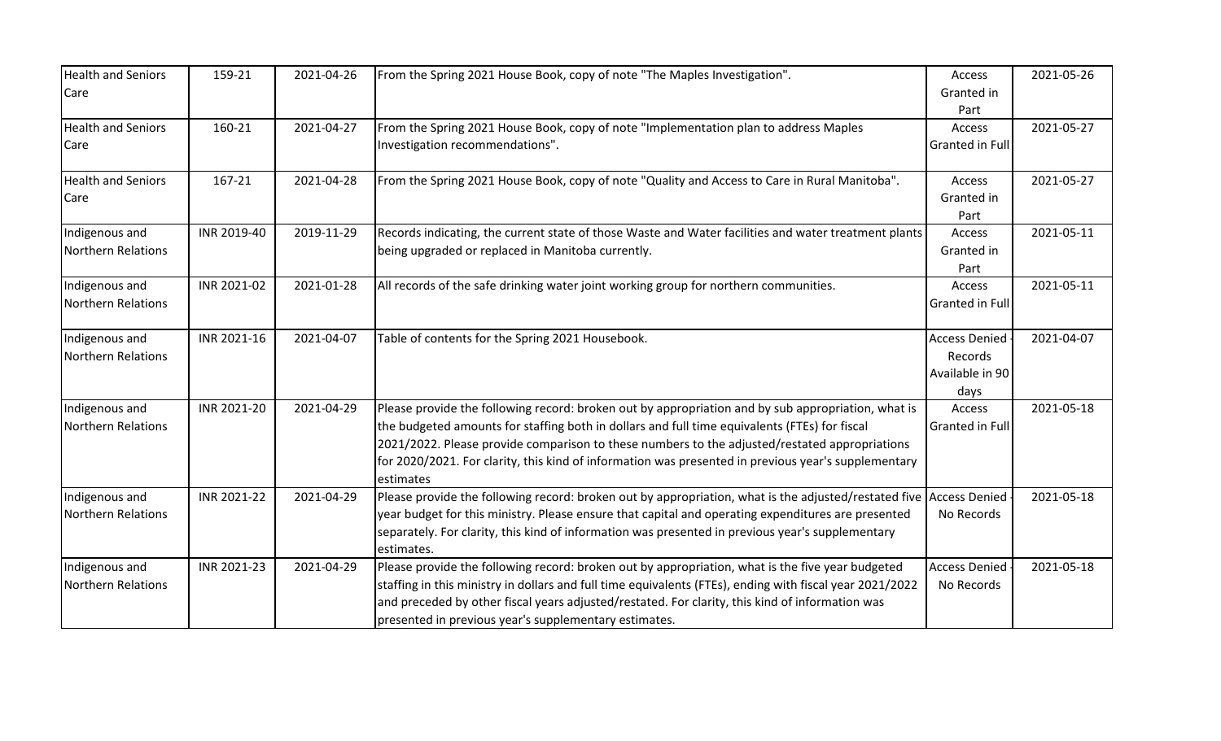| Health and Seniors Care | 159-21 | 2021-04-26 | From the Spring 2021 House Book, copy of note "The Maples Investigation". | Access Granted in Part | 2021-05-26 |
|---|---|---|---|---|---|
| Health and Seniors Care | 160-21 | 2021-04-27 | From the Spring 2021 House Book, copy of note "Implementation plan to address Maples Investigation recommendations". | Access Granted in Full | 2021-05-27 |
| Health and Seniors Care | 167-21 | 2021-04-28 | From the Spring 2021 House Book, copy of note "Quality and Access to Care in Rural Manitoba". | Access Granted in Part | 2021-05-27 |
| Indigenous and Northern Relations | INR 2019-40 | 2019-11-29 | Records indicating, the current state of those Waste and Water facilities and water treatment plants being upgraded or replaced in Manitoba currently. | Access Granted in Part | 2021-05-11 |
| Indigenous and Northern Relations | INR 2021-02 | 2021-01-28 | All records of the safe drinking water joint working group for northern communities. | Access Granted in Full | 2021-05-11 |
| Indigenous and Northern Relations | INR 2021-16 | 2021-04-07 | Table of contents for the Spring 2021 Housebook. | Access Denied - Records Available in 90 days | 2021-04-07 |
| Indigenous and Northern Relations | INR 2021-20 | 2021-04-29 | Please provide the following record: broken out by appropriation and by sub appropriation, what is the budgeted amounts for staffing both in dollars and full time equivalents (FTEs) for fiscal 2021/2022. Please provide comparison to these numbers to the adjusted/restated appropriations for 2020/2021. For clarity, this kind of information was presented in previous year's supplementary estimates | Access Granted in Full | 2021-05-18 |
| Indigenous and Northern Relations | INR 2021-22 | 2021-04-29 | Please provide the following record: broken out by appropriation, what is the adjusted/restated five year budget for this ministry. Please ensure that capital and operating expenditures are presented separately. For clarity, this kind of information was presented in previous year's supplementary estimates. | Access Denied - No Records | 2021-05-18 |
| Indigenous and Northern Relations | INR 2021-23 | 2021-04-29 | Please provide the following record: broken out by appropriation, what is the five year budgeted staffing in this ministry in dollars and full time equivalents (FTEs), ending with fiscal year 2021/2022 and preceded by other fiscal years adjusted/restated. For clarity, this kind of information was presented in previous year's supplementary estimates. | Access Denied - No Records | 2021-05-18 |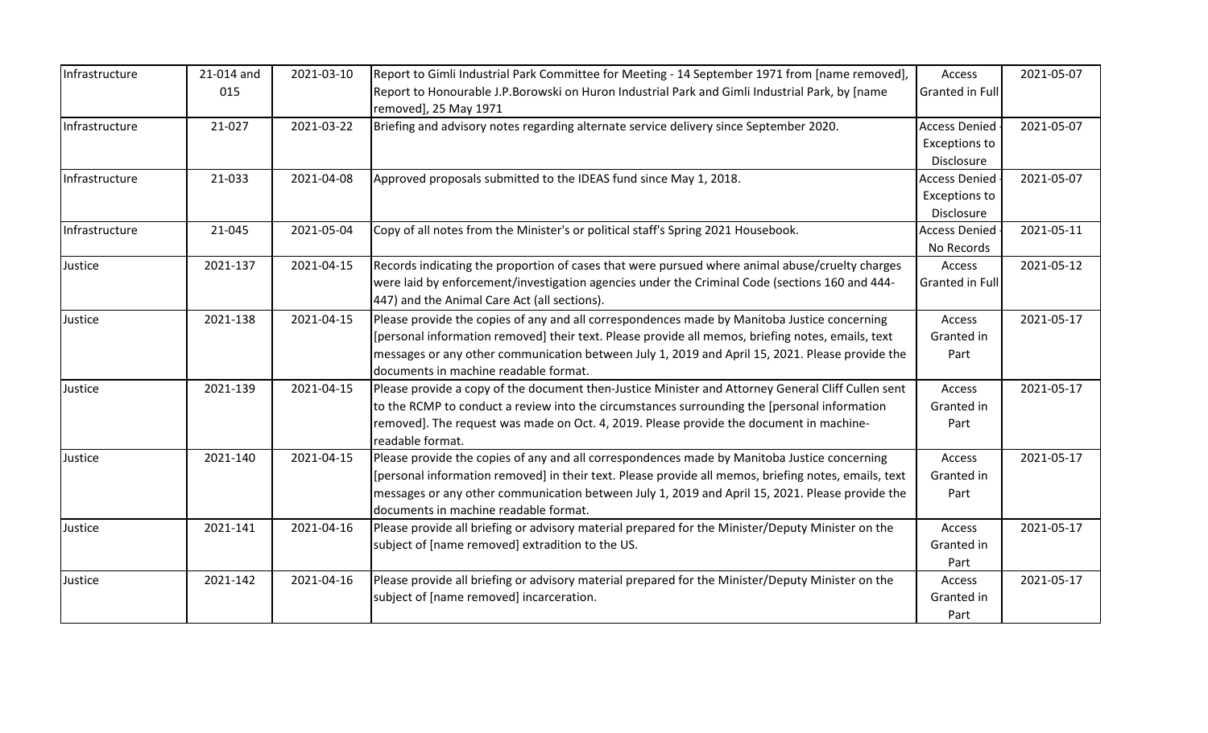| Infrastructure | 21-014 and 015 | 2021-03-10 | Report to Gimli Industrial Park Committee for Meeting - 14 September 1971 from [name removed], Report to Honourable J.P.Borowski on Huron Industrial Park and Gimli Industrial Park, by [name removed], 25 May 1971 | Access Granted in Full | 2021-05-07 |
|---|---|---|---|---|---|
| Infrastructure | 21-027 | 2021-03-22 | Briefing and advisory notes regarding alternate service delivery since September 2020. | Access Denied - Exceptions to Disclosure | 2021-05-07 |
| Infrastructure | 21-033 | 2021-04-08 | Approved proposals submitted to the IDEAS fund since May 1, 2018. | Access Denied - Exceptions to Disclosure | 2021-05-07 |
| Infrastructure | 21-045 | 2021-05-04 | Copy of all notes from the Minister's or political staff's Spring 2021 Housebook. | Access Denied - No Records | 2021-05-11 |
| Justice | 2021-137 | 2021-04-15 | Records indicating the proportion of cases that were pursued where animal abuse/cruelty charges were laid by enforcement/investigation agencies under the Criminal Code (sections 160 and 444-447) and the Animal Care Act (all sections). | Access Granted in Full | 2021-05-12 |
| Justice | 2021-138 | 2021-04-15 | Please provide the copies of any and all correspondences made by Manitoba Justice concerning [personal information removed] their text. Please provide all memos, briefing notes, emails, text messages or any other communication between July 1, 2019 and April 15, 2021. Please provide the documents in machine readable format. | Access Granted in Part | 2021-05-17 |
| Justice | 2021-139 | 2021-04-15 | Please provide a copy of the document then-Justice Minister and Attorney General Cliff Cullen sent to the RCMP to conduct a review into the circumstances surrounding the [personal information removed]. The request was made on Oct. 4, 2019. Please provide the document in machine-readable format. | Access Granted in Part | 2021-05-17 |
| Justice | 2021-140 | 2021-04-15 | Please provide the copies of any and all correspondences made by Manitoba Justice concerning [personal information removed] in their text. Please provide all memos, briefing notes, emails, text messages or any other communication between July 1, 2019 and April 15, 2021. Please provide the documents in machine readable format. | Access Granted in Part | 2021-05-17 |
| Justice | 2021-141 | 2021-04-16 | Please provide all briefing or advisory material prepared for the Minister/Deputy Minister on the subject of [name removed] extradition to the US. | Access Granted in Part | 2021-05-17 |
| Justice | 2021-142 | 2021-04-16 | Please provide all briefing or advisory material prepared for the Minister/Deputy Minister on the subject of [name removed] incarceration. | Access Granted in Part | 2021-05-17 |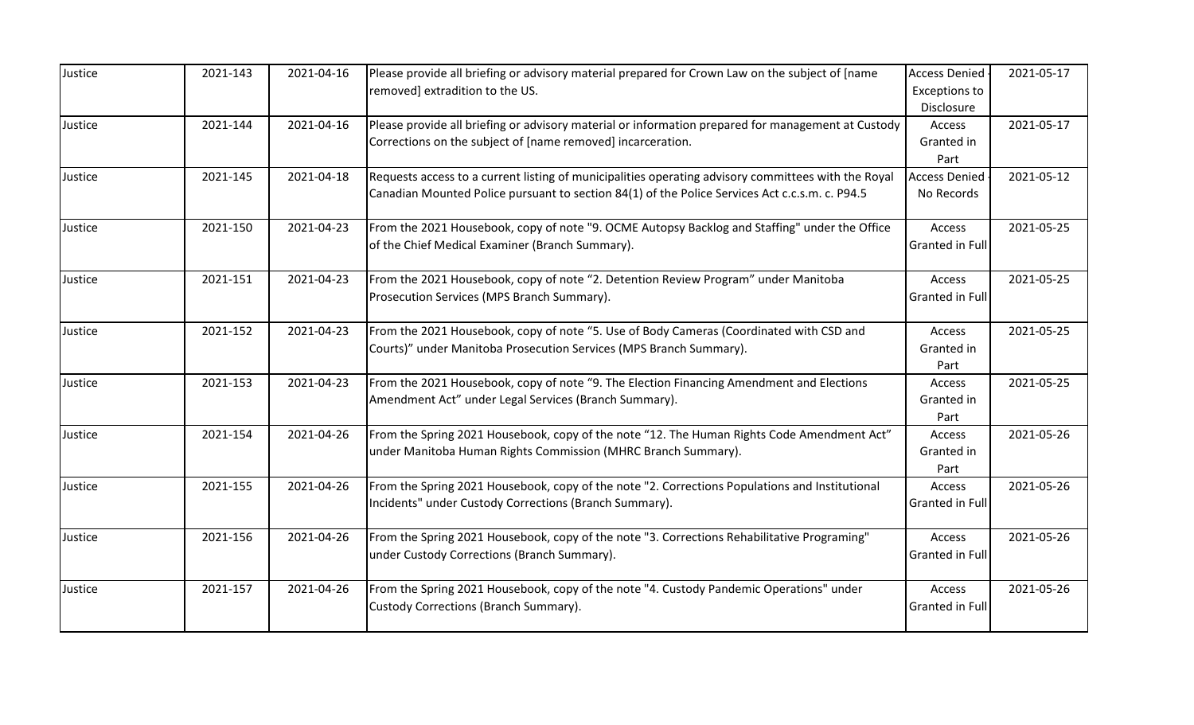| Justice | 2021-143 | 2021-04-16 | Please provide all briefing or advisory material prepared for Crown Law on the subject of [name removed] extradition to the US. | Access Denied - Exceptions to Disclosure | 2021-05-17 |
|---|---|---|---|---|---|
| Justice | 2021-144 | 2021-04-16 | Please provide all briefing or advisory material or information prepared for management at Custody Corrections on the subject of [name removed] incarceration. | Access Granted in Part | 2021-05-17 |
| Justice | 2021-145 | 2021-04-18 | Requests access to a current listing of municipalities operating advisory committees with the Royal Canadian Mounted Police pursuant to section 84(1) of the Police Services Act c.c.s.m. c. P94.5 | Access Denied - No Records | 2021-05-12 |
| Justice | 2021-150 | 2021-04-23 | From the 2021 Housebook, copy of note "9. OCME Autopsy Backlog and Staffing" under the Office of the Chief Medical Examiner (Branch Summary). | Access Granted in Full | 2021-05-25 |
| Justice | 2021-151 | 2021-04-23 | From the 2021 Housebook, copy of note “2. Detention Review Program” under Manitoba Prosecution Services (MPS Branch Summary). | Access Granted in Full | 2021-05-25 |
| Justice | 2021-152 | 2021-04-23 | From the 2021 Housebook, copy of note “5. Use of Body Cameras (Coordinated with CSD and Courts)” under Manitoba Prosecution Services (MPS Branch Summary). | Access Granted in Part | 2021-05-25 |
| Justice | 2021-153 | 2021-04-23 | From the 2021 Housebook, copy of note “9. The Election Financing Amendment and Elections Amendment Act” under Legal Services (Branch Summary). | Access Granted in Part | 2021-05-25 |
| Justice | 2021-154 | 2021-04-26 | From the Spring 2021 Housebook, copy of the note “12. The Human Rights Code Amendment Act” under Manitoba Human Rights Commission (MHRC Branch Summary). | Access Granted in Part | 2021-05-26 |
| Justice | 2021-155 | 2021-04-26 | From the Spring 2021 Housebook, copy of the note "2. Corrections Populations and Institutional Incidents" under Custody Corrections (Branch Summary). | Access Granted in Full | 2021-05-26 |
| Justice | 2021-156 | 2021-04-26 | From the Spring 2021 Housebook, copy of the note "3. Corrections Rehabilitative Programing" under Custody Corrections (Branch Summary). | Access Granted in Full | 2021-05-26 |
| Justice | 2021-157 | 2021-04-26 | From the Spring 2021 Housebook, copy of the note "4. Custody Pandemic Operations" under Custody Corrections (Branch Summary). | Access Granted in Full | 2021-05-26 |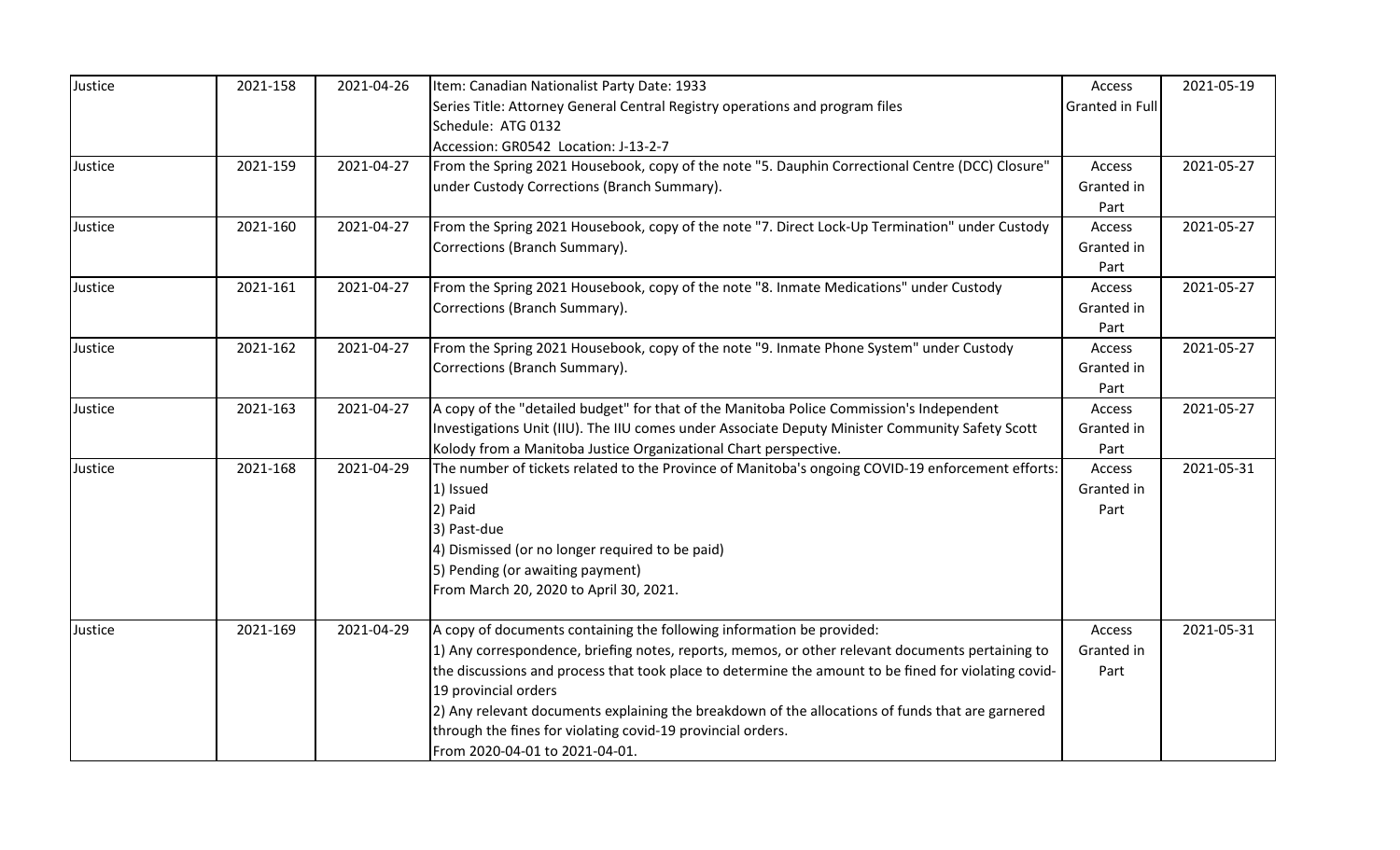| Justice | 2021-158 | 2021-04-26 | Item: Canadian Nationalist Party Date: 1933<br>Series Title: Attorney General Central Registry operations and program files<br>Schedule: ATG 0132<br>Accession: GR0542 Location: J-13-2-7 | Access Granted in Full | 2021-05-19 |
|---|---|---|---|---|---|
| Justice | 2021-159 | 2021-04-27 | From the Spring 2021 Housebook, copy of the note "5. Dauphin Correctional Centre (DCC) Closure" under Custody Corrections (Branch Summary). | Access Granted in Part | 2021-05-27 |
| Justice | 2021-160 | 2021-04-27 | From the Spring 2021 Housebook, copy of the note "7. Direct Lock-Up Termination" under Custody Corrections (Branch Summary). | Access Granted in Part | 2021-05-27 |
| Justice | 2021-161 | 2021-04-27 | From the Spring 2021 Housebook, copy of the note "8. Inmate Medications" under Custody Corrections (Branch Summary). | Access Granted in Part | 2021-05-27 |
| Justice | 2021-162 | 2021-04-27 | From the Spring 2021 Housebook, copy of the note "9. Inmate Phone System" under Custody Corrections (Branch Summary). | Access Granted in Part | 2021-05-27 |
| Justice | 2021-163 | 2021-04-27 | A copy of the "detailed budget" for that of the Manitoba Police Commission's Independent Investigations Unit (IIU). The IIU comes under Associate Deputy Minister Community Safety Scott Kolody from a Manitoba Justice Organizational Chart perspective. | Access Granted in Part | 2021-05-27 |
| Justice | 2021-168 | 2021-04-29 | The number of tickets related to the Province of Manitoba's ongoing COVID-19 enforcement efforts:<br>1) Issued<br>2) Paid<br>3) Past-due<br>4) Dismissed (or no longer required to be paid)<br>5) Pending (or awaiting payment)<br>From March 20, 2020 to April 30, 2021. | Access Granted in Part | 2021-05-31 |
| Justice | 2021-169 | 2021-04-29 | A copy of documents containing the following information be provided:<br>1) Any correspondence, briefing notes, reports, memos, or other relevant documents pertaining to the discussions and process that took place to determine the amount to be fined for violating covid-19 provincial orders<br>2) Any relevant documents explaining the breakdown of the allocations of funds that are garnered through the fines for violating covid-19 provincial orders.<br>From 2020-04-01 to 2021-04-01. | Access Granted in Part | 2021-05-31 |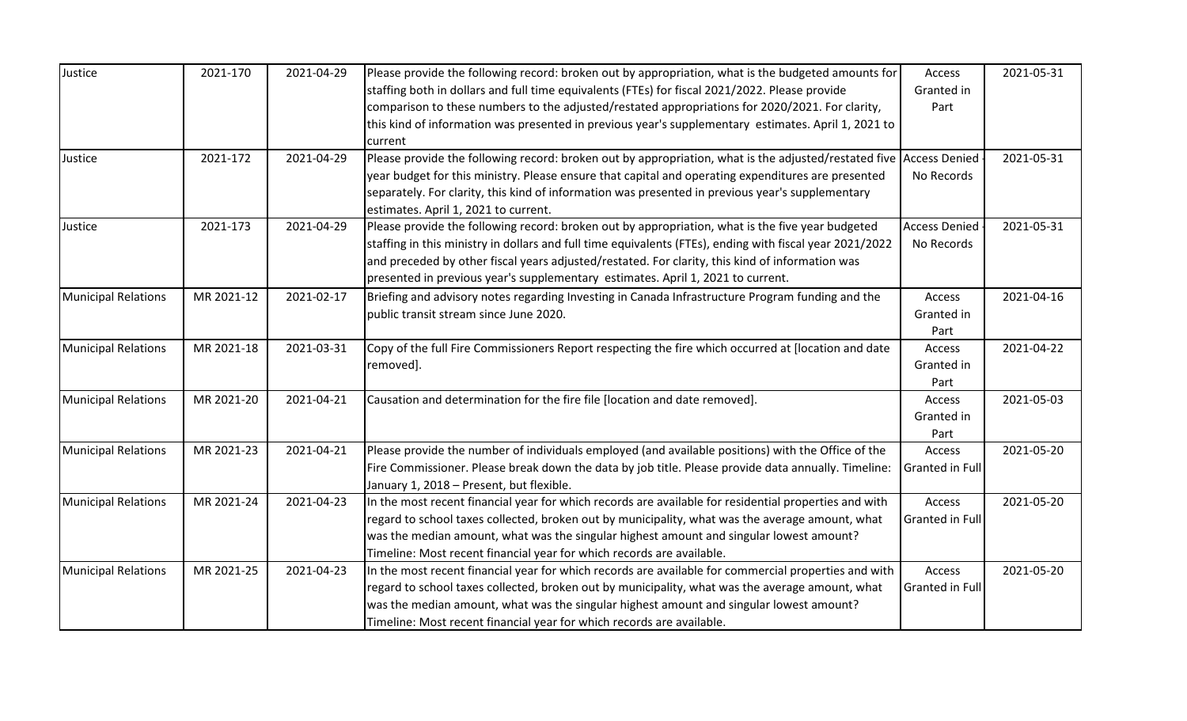| | | | | | |
|---|---|---|---|---|---|
| Justice | 2021-170 | 2021-04-29 | Please provide the following record: broken out by appropriation, what is the budgeted amounts for staffing both in dollars and full time equivalents (FTEs) for fiscal 2021/2022. Please provide comparison to these numbers to the adjusted/restated appropriations for 2020/2021. For clarity, this kind of information was presented in previous year's supplementary estimates. April 1, 2021 to current | Access Granted in Part | 2021-05-31 |
| Justice | 2021-172 | 2021-04-29 | Please provide the following record: broken out by appropriation, what is the adjusted/restated five year budget for this ministry. Please ensure that capital and operating expenditures are presented separately. For clarity, this kind of information was presented in previous year's supplementary estimates. April 1, 2021 to current. | Access Denied - No Records | 2021-05-31 |
| Justice | 2021-173 | 2021-04-29 | Please provide the following record: broken out by appropriation, what is the five year budgeted staffing in this ministry in dollars and full time equivalents (FTEs), ending with fiscal year 2021/2022 and preceded by other fiscal years adjusted/restated. For clarity, this kind of information was presented in previous year's supplementary estimates. April 1, 2021 to current. | Access Denied - No Records | 2021-05-31 |
| Municipal Relations | MR 2021-12 | 2021-02-17 | Briefing and advisory notes regarding Investing in Canada Infrastructure Program funding and the public transit stream since June 2020. | Access Granted in Part | 2021-04-16 |
| Municipal Relations | MR 2021-18 | 2021-03-31 | Copy of the full Fire Commissioners Report respecting the fire which occurred at [location and date removed]. | Access Granted in Part | 2021-04-22 |
| Municipal Relations | MR 2021-20 | 2021-04-21 | Causation and determination for the fire file [location and date removed]. | Access Granted in Part | 2021-05-03 |
| Municipal Relations | MR 2021-23 | 2021-04-21 | Please provide the number of individuals employed (and available positions) with the Office of the Fire Commissioner. Please break down the data by job title. Please provide data annually. Timeline: January 1, 2018 – Present, but flexible. | Access Granted in Full | 2021-05-20 |
| Municipal Relations | MR 2021-24 | 2021-04-23 | In the most recent financial year for which records are available for residential properties and with regard to school taxes collected, broken out by municipality, what was the average amount, what was the median amount, what was the singular highest amount and singular lowest amount? Timeline: Most recent financial year for which records are available. | Access Granted in Full | 2021-05-20 |
| Municipal Relations | MR 2021-25 | 2021-04-23 | In the most recent financial year for which records are available for commercial properties and with regard to school taxes collected, broken out by municipality, what was the average amount, what was the median amount, what was the singular highest amount and singular lowest amount? Timeline: Most recent financial year for which records are available. | Access Granted in Full | 2021-05-20 |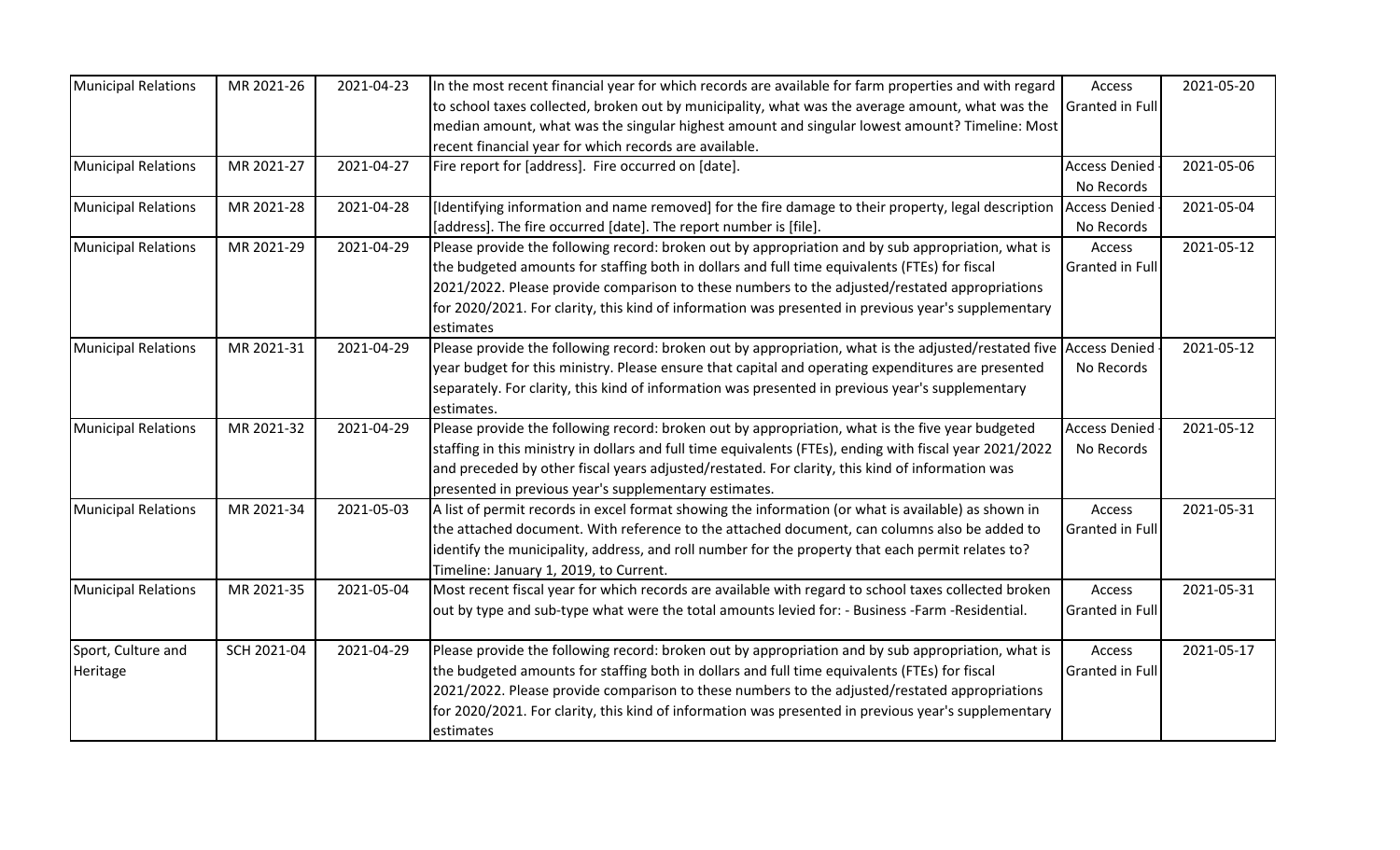| Municipal Relations | MR 2021-26 | 2021-04-23 | In the most recent financial year for which records are available for farm properties and with regard to school taxes collected, broken out by municipality, what was the average amount, what was the median amount, what was the singular highest amount and singular lowest amount? Timeline: Most recent financial year for which records are available. | Access Granted in Full | 2021-05-20 |
|---|---|---|---|---|---|
| Municipal Relations | MR 2021-27 | 2021-04-27 | Fire report for [address]. Fire occurred on [date]. | Access Denied - No Records | 2021-05-06 |
| Municipal Relations | MR 2021-28 | 2021-04-28 | [Identifying information and name removed] for the fire damage to their property, legal description [address]. The fire occurred [date]. The report number is [file]. | Access Denied - No Records | 2021-05-04 |
| Municipal Relations | MR 2021-29 | 2021-04-29 | Please provide the following record: broken out by appropriation and by sub appropriation, what is the budgeted amounts for staffing both in dollars and full time equivalents (FTEs) for fiscal 2021/2022. Please provide comparison to these numbers to the adjusted/restated appropriations for 2020/2021. For clarity, this kind of information was presented in previous year's supplementary estimates | Access Granted in Full | 2021-05-12 |
| Municipal Relations | MR 2021-31 | 2021-04-29 | Please provide the following record: broken out by appropriation, what is the adjusted/restated five year budget for this ministry. Please ensure that capital and operating expenditures are presented separately. For clarity, this kind of information was presented in previous year's supplementary estimates. | Access Denied - No Records | 2021-05-12 |
| Municipal Relations | MR 2021-32 | 2021-04-29 | Please provide the following record: broken out by appropriation, what is the five year budgeted staffing in this ministry in dollars and full time equivalents (FTEs), ending with fiscal year 2021/2022 and preceded by other fiscal years adjusted/restated. For clarity, this kind of information was presented in previous year's supplementary estimates. | Access Denied - No Records | 2021-05-12 |
| Municipal Relations | MR 2021-34 | 2021-05-03 | A list of permit records in excel format showing the information (or what is available) as shown in the attached document. With reference to the attached document, can columns also be added to identify the municipality, address, and roll number for the property that each permit relates to? Timeline: January 1, 2019, to Current. | Access Granted in Full | 2021-05-31 |
| Municipal Relations | MR 2021-35 | 2021-05-04 | Most recent fiscal year for which records are available with regard to school taxes collected broken out by type and sub-type what were the total amounts levied for: - Business -Farm -Residential. | Access Granted in Full | 2021-05-31 |
| Sport, Culture and Heritage | SCH 2021-04 | 2021-04-29 | Please provide the following record: broken out by appropriation and by sub appropriation, what is the budgeted amounts for staffing both in dollars and full time equivalents (FTEs) for fiscal 2021/2022. Please provide comparison to these numbers to the adjusted/restated appropriations for 2020/2021. For clarity, this kind of information was presented in previous year's supplementary estimates | Access Granted in Full | 2021-05-17 |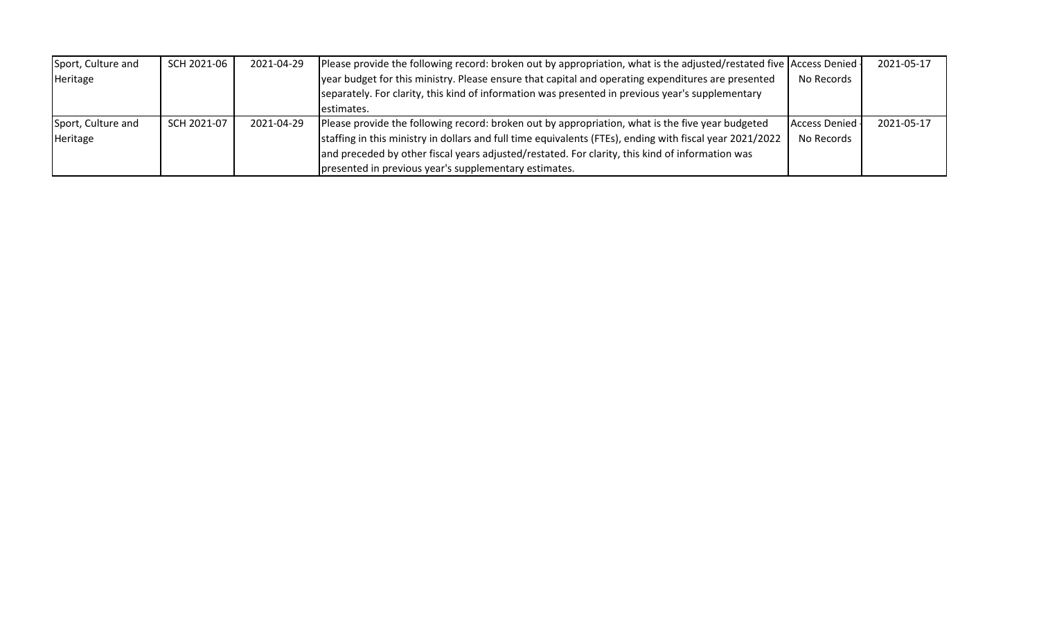| | | | | | |
|---|---|---|---|---|---|
| Sport, Culture and Heritage | SCH 2021-06 | 2021-04-29 | Please provide the following record: broken out by appropriation, what is the adjusted/restated five year budget for this ministry. Please ensure that capital and operating expenditures are presented separately. For clarity, this kind of information was presented in previous year's supplementary estimates. | Access Denied - No Records | 2021-05-17 |
| Sport, Culture and Heritage | SCH 2021-07 | 2021-04-29 | Please provide the following record: broken out by appropriation, what is the five year budgeted staffing in this ministry in dollars and full time equivalents (FTEs), ending with fiscal year 2021/2022 and preceded by other fiscal years adjusted/restated. For clarity, this kind of information was presented in previous year's supplementary estimates. | Access Denied - No Records | 2021-05-17 |